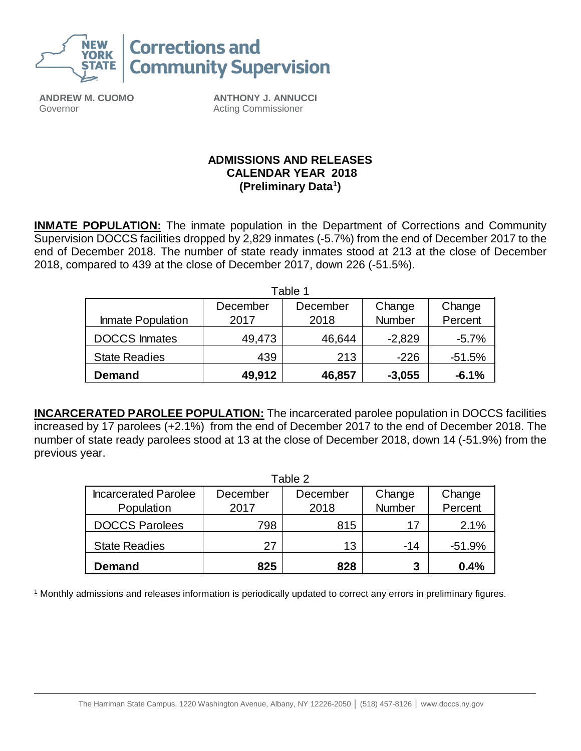**Corrections and Community Supervision**

**ANDREW M. CUOMO**
Governor

**ANTHONY J. ANNUCCI**
Acting Commissioner

# ADMISSIONS AND RELEASES CALENDAR YEAR 2018 (Preliminary Data[1])

**INMATE POPULATION:** The inmate population in the Department of Corrections and Community Supervision DOCCS facilities dropped by 2,829 inmates (-5.7%) from the end of December 2017 to the end of December 2018. The number of state ready inmates stood at 213 at the close of December 2018, compared to 439 at the close of December 2017, down 226 (-51.5%).

Table 1

| Inmate Population | December 2017 | December 2018 | Change Number | Change Percent |
|---|---|---|---|---|
| DOCCS Inmates | 49,473 | 46,644 | -2,829 | -5.7% |
| State Readies | 439 | 213 | -226 | -51.5% |
| **Demand** | **49,912** | **46,857** | **-3,055** | **-6.1%** |

**INCARCERATED PAROLEE POPULATION:** The incarcerated parolee population in DOCCS facilities increased by 17 parolees (+2.1%) from the end of December 2017 to the end of December 2018. The number of state ready parolees stood at 13 at the close of December 2018, down 14 (-51.9%) from the previous year.

Table 2

| Incarcerated Parolee Population | December 2017 | December 2018 | Change Number | Change Percent |
|---|---|---|---|---|
| DOCCS Parolees | 798 | 815 | 17 | 2.1% |
| State Readies | 27 | 13 | -14 | -51.9% |
| **Demand** | **825** | **828** | **3** | **0.4%** |

[1] Monthly admissions and releases information is periodically updated to correct any errors in preliminary figures.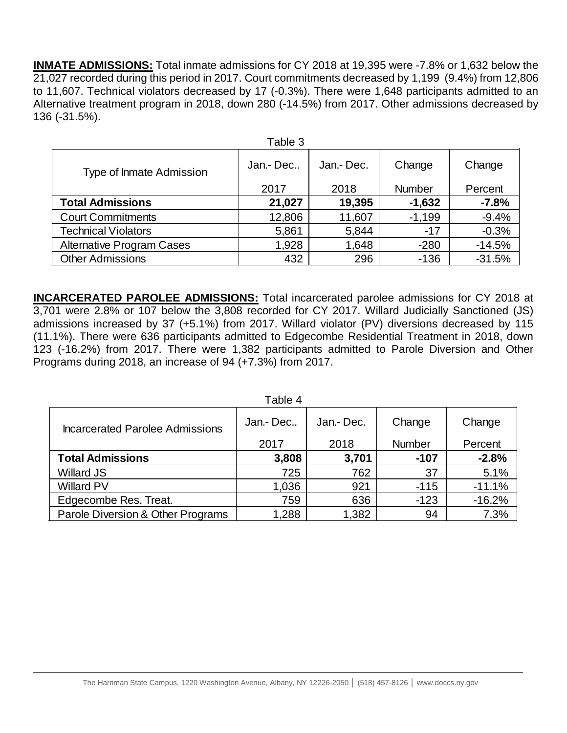**INMATE ADMISSIONS:** Total inmate admissions for CY 2018 at 19,395 were -7.8% or 1,632 below the 21,027 recorded during this period in 2017. Court commitments decreased by 1,199 (9.4%) from 12,806 to 11,607. Technical violators decreased by 17 (-0.3%). There were 1,648 participants admitted to an Alternative treatment program in 2018, down 280 (-14.5%) from 2017. Other admissions decreased by 136 (-31.5%).

Table 3

| Type of Inmate Admission | Jan.- Dec.. 2017 | Jan.- Dec. 2018 | Change Number | Change Percent |
|---|---|---|---|---|
| **Total Admissions** | **21,027** | **19,395** | **-1,632** | **-7.8%** |
| Court Commitments | 12,806 | 11,607 | -1,199 | -9.4% |
| Technical Violators | 5,861 | 5,844 | -17 | -0.3% |
| Alternative Program Cases | 1,928 | 1,648 | -280 | -14.5% |
| Other Admissions | 432 | 296 | -136 | -31.5% |

**INCARCERATED PAROLEE ADMISSIONS:** Total incarcerated parolee admissions for CY 2018 at 3,701 were 2.8% or 107 below the 3,808 recorded for CY 2017. Willard Judicially Sanctioned (JS) admissions increased by 37 (+5.1%) from 2017. Willard violator (PV) diversions decreased by 115 (11.1%). There were 636 participants admitted to Edgecombe Residential Treatment in 2018, down 123 (-16.2%) from 2017. There were 1,382 participants admitted to Parole Diversion and Other Programs during 2018, an increase of 94 (+7.3%) from 2017.

Table 4

| Incarcerated Parolee Admissions | Jan.- Dec.. 2017 | Jan.- Dec. 2018 | Change Number | Change Percent |
|---|---|---|---|---|
| **Total Admissions** | **3,808** | **3,701** | **-107** | **-2.8%** |
| Willard JS | 725 | 762 | 37 | 5.1% |
| Willard PV | 1,036 | 921 | -115 | -11.1% |
| Edgecombe Res. Treat. | 759 | 636 | -123 | -16.2% |
| Parole Diversion & Other Programs | 1,288 | 1,382 | 94 | 7.3% |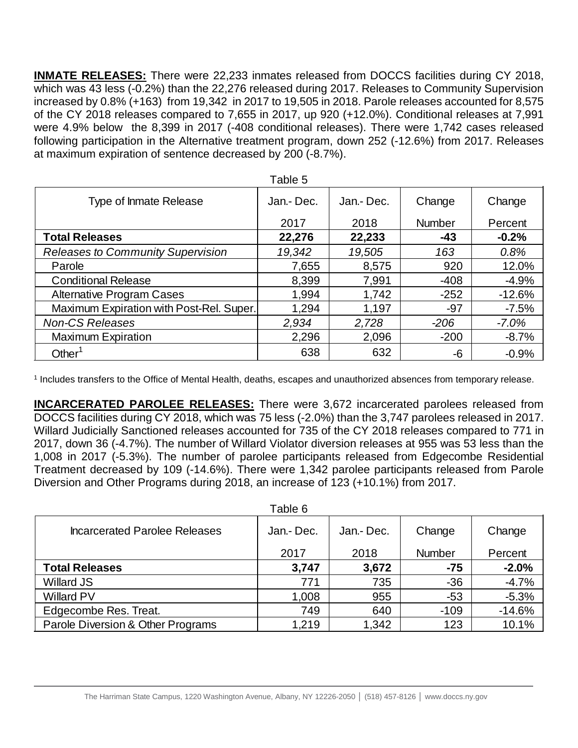**INMATE RELEASES:** There were 22,233 inmates released from DOCCS facilities during CY 2018, which was 43 less (-0.2%) than the 22,276 released during 2017. Releases to Community Supervision increased by 0.8% (+163) from 19,342 in 2017 to 19,505 in 2018. Parole releases accounted for 8,575 of the CY 2018 releases compared to 7,655 in 2017, up 920 (+12.0%). Conditional releases at 7,991 were 4.9% below the 8,399 in 2017 (-408 conditional releases). There were 1,742 cases released following participation in the Alternative treatment program, down 252 (-12.6%) from 2017. Releases at maximum expiration of sentence decreased by 200 (-8.7%).

Table 5

| Type of Inmate Release | Jan.- Dec. 2017 | Jan.- Dec. 2018 | Change Number | Change Percent |
|---|---|---|---|---|
| **Total Releases** | **22,276** | **22,233** | **-43** | **-0.2%** |
| *Releases to Community Supervision* | *19,342* | *19,505* | *163* | *0.8%* |
| Parole | 7,655 | 8,575 | 920 | 12.0% |
| Conditional Release | 8,399 | 7,991 | -408 | -4.9% |
| Alternative Program Cases | 1,994 | 1,742 | -252 | -12.6% |
| Maximum Expiration with Post-Rel. Super. | 1,294 | 1,197 | -97 | -7.5% |
| *Non-CS Releases* | *2,934* | *2,728* | *-206* | *-7.0%* |
| Maximum Expiration | 2,296 | 2,096 | -200 | -8.7% |
| Other[1] | 638 | 632 | -6 | -0.9% |

[1] Includes transfers to the Office of Mental Health, deaths, escapes and unauthorized absences from temporary release.

**INCARCERATED PAROLEE RELEASES:** There were 3,672 incarcerated parolees released from DOCCS facilities during CY 2018, which was 75 less (-2.0%) than the 3,747 parolees released in 2017. Willard Judicially Sanctioned releases accounted for 735 of the CY 2018 releases compared to 771 in 2017, down 36 (-4.7%). The number of Willard Violator diversion releases at 955 was 53 less than the 1,008 in 2017 (-5.3%). The number of parolee participants released from Edgecombe Residential Treatment decreased by 109 (-14.6%). There were 1,342 parolee participants released from Parole Diversion and Other Programs during 2018, an increase of 123 (+10.1%) from 2017.

Table 6

| Incarcerated Parolee Releases | Jan.- Dec. 2017 | Jan.- Dec. 2018 | Change Number | Change Percent |
|---|---|---|---|---|
| **Total Releases** | **3,747** | **3,672** | **-75** | **-2.0%** |
| Willard JS | 771 | 735 | -36 | -4.7% |
| Willard PV | 1,008 | 955 | -53 | -5.3% |
| Edgecombe Res. Treat. | 749 | 640 | -109 | -14.6% |
| Parole Diversion & Other Programs | 1,219 | 1,342 | 123 | 10.1% |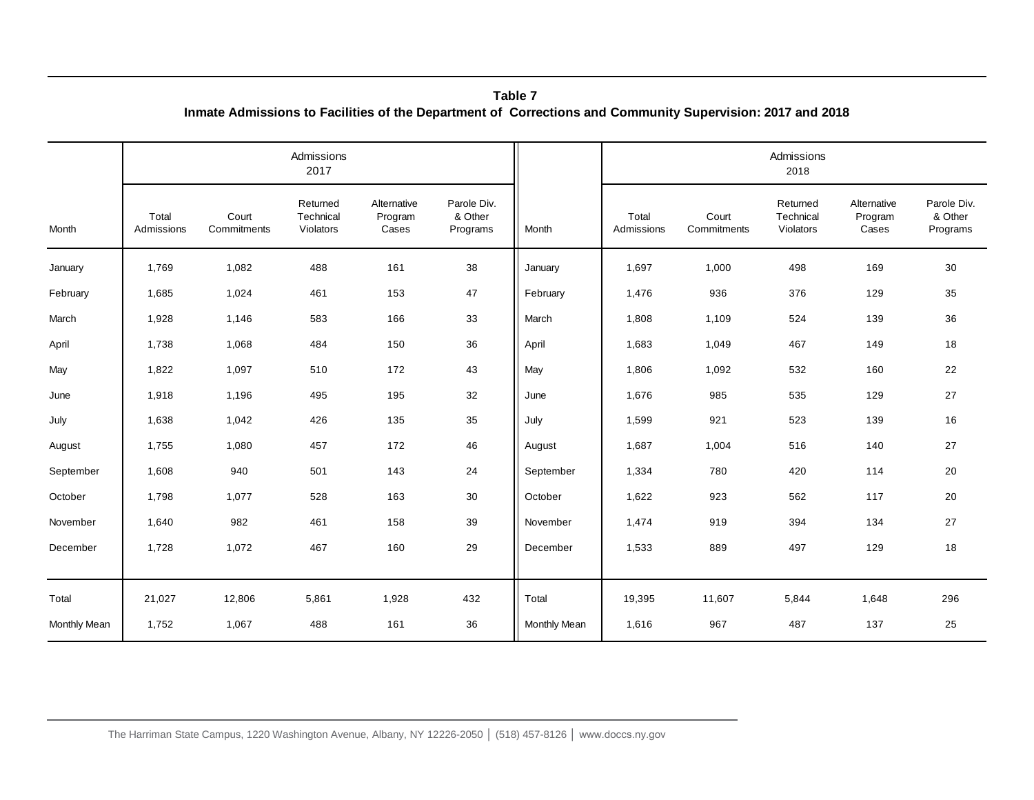**Table 7**

**Inmate Admissions to Facilities of the Department of Corrections and Community Supervision: 2017 and 2018**

| | Admissions 2017 | | | | | | Admissions 2018 | | | | |
|---|---|---|---|---|---|---|---|---|---|---|---|
| Month | Total Admissions | Court Commitments | Returned Technical Violators | Alternative Program Cases | Parole Div. & Other Programs | Month | Total Admissions | Court Commitments | Returned Technical Violators | Alternative Program Cases | Parole Div. & Other Programs |
| January | 1,769 | 1,082 | 488 | 161 | 38 | January | 1,697 | 1,000 | 498 | 169 | 30 |
| February | 1,685 | 1,024 | 461 | 153 | 47 | February | 1,476 | 936 | 376 | 129 | 35 |
| March | 1,928 | 1,146 | 583 | 166 | 33 | March | 1,808 | 1,109 | 524 | 139 | 36 |
| April | 1,738 | 1,068 | 484 | 150 | 36 | April | 1,683 | 1,049 | 467 | 149 | 18 |
| May | 1,822 | 1,097 | 510 | 172 | 43 | May | 1,806 | 1,092 | 532 | 160 | 22 |
| June | 1,918 | 1,196 | 495 | 195 | 32 | June | 1,676 | 985 | 535 | 129 | 27 |
| July | 1,638 | 1,042 | 426 | 135 | 35 | July | 1,599 | 921 | 523 | 139 | 16 |
| August | 1,755 | 1,080 | 457 | 172 | 46 | August | 1,687 | 1,004 | 516 | 140 | 27 |
| September | 1,608 | 940 | 501 | 143 | 24 | September | 1,334 | 780 | 420 | 114 | 20 |
| October | 1,798 | 1,077 | 528 | 163 | 30 | October | 1,622 | 923 | 562 | 117 | 20 |
| November | 1,640 | 982 | 461 | 158 | 39 | November | 1,474 | 919 | 394 | 134 | 27 |
| December | 1,728 | 1,072 | 467 | 160 | 29 | December | 1,533 | 889 | 497 | 129 | 18 |
| Total | 21,027 | 12,806 | 5,861 | 1,928 | 432 | Total | 19,395 | 11,607 | 5,844 | 1,648 | 296 |
| Monthly Mean | 1,752 | 1,067 | 488 | 161 | 36 | Monthly Mean | 1,616 | 967 | 487 | 137 | 25 |

The Harriman State Campus, 1220 Washington Avenue, Albany, NY 12226-2050 │ (518) 457-8126 │ www.doccs.ny.gov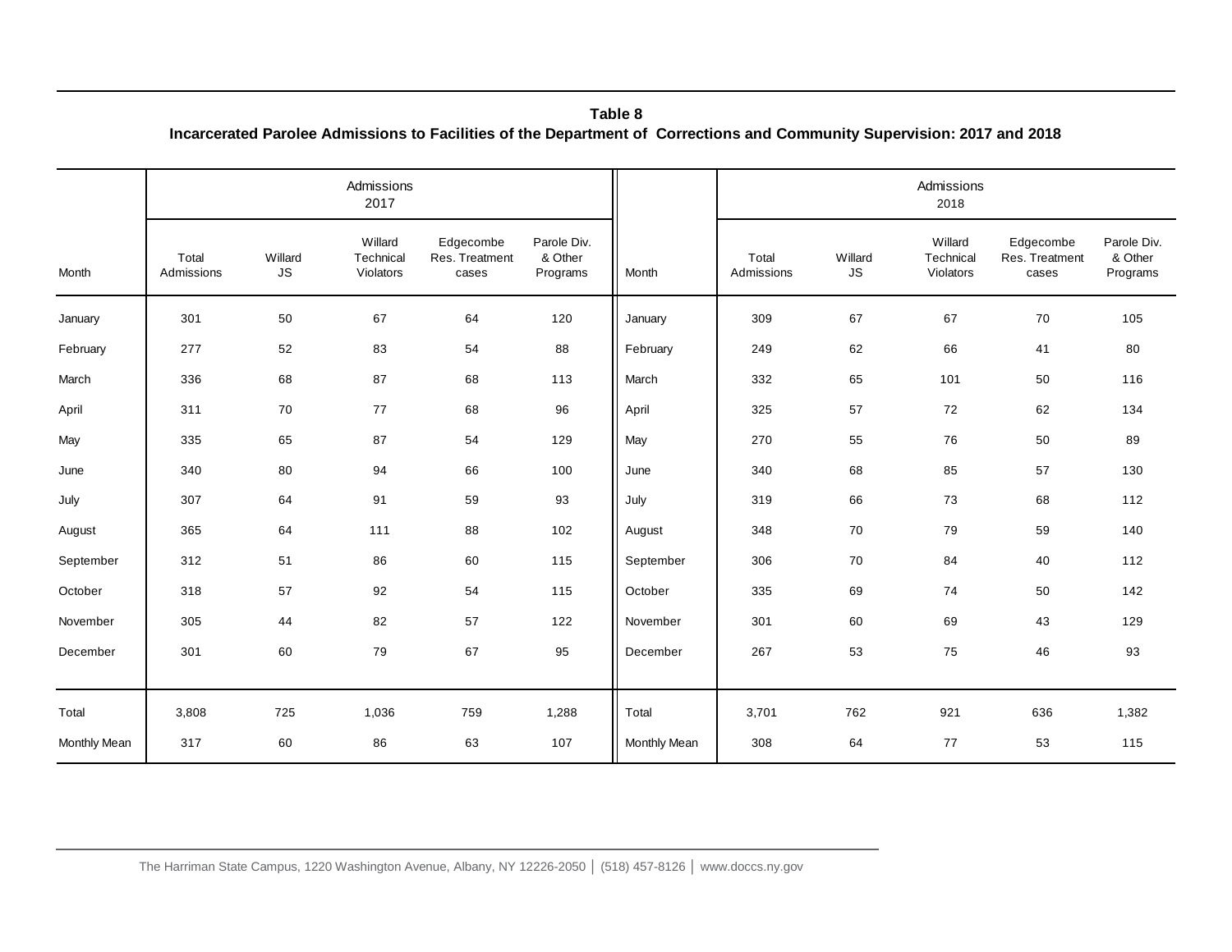**Table 8**

**Incarcerated Parolee Admissions to Facilities of the Department of Corrections and Community Supervision: 2017 and 2018**

| Month | Admissions 2017 | | | | | Month | Admissions 2018 | | | | |
|---|---|---|---|---|---|---|---|---|---|---|---|
| | Total Admissions | Willard JS | Willard Technical Violators | Edgecombe Res. Treatment cases | Parole Div. & Other Programs | | Total Admissions | Willard JS | Willard Technical Violators | Edgecombe Res. Treatment cases | Parole Div. & Other Programs |
| January | 301 | 50 | 67 | 64 | 120 | January | 309 | 67 | 67 | 70 | 105 |
| February | 277 | 52 | 83 | 54 | 88 | February | 249 | 62 | 66 | 41 | 80 |
| March | 336 | 68 | 87 | 68 | 113 | March | 332 | 65 | 101 | 50 | 116 |
| April | 311 | 70 | 77 | 68 | 96 | April | 325 | 57 | 72 | 62 | 134 |
| May | 335 | 65 | 87 | 54 | 129 | May | 270 | 55 | 76 | 50 | 89 |
| June | 340 | 80 | 94 | 66 | 100 | June | 340 | 68 | 85 | 57 | 130 |
| July | 307 | 64 | 91 | 59 | 93 | July | 319 | 66 | 73 | 68 | 112 |
| August | 365 | 64 | 111 | 88 | 102 | August | 348 | 70 | 79 | 59 | 140 |
| September | 312 | 51 | 86 | 60 | 115 | September | 306 | 70 | 84 | 40 | 112 |
| October | 318 | 57 | 92 | 54 | 115 | October | 335 | 69 | 74 | 50 | 142 |
| November | 305 | 44 | 82 | 57 | 122 | November | 301 | 60 | 69 | 43 | 129 |
| December | 301 | 60 | 79 | 67 | 95 | December | 267 | 53 | 75 | 46 | 93 |
| Total | 3,808 | 725 | 1,036 | 759 | 1,288 | Total | 3,701 | 762 | 921 | 636 | 1,382 |
| Monthly Mean | 317 | 60 | 86 | 63 | 107 | Monthly Mean | 308 | 64 | 77 | 53 | 115 |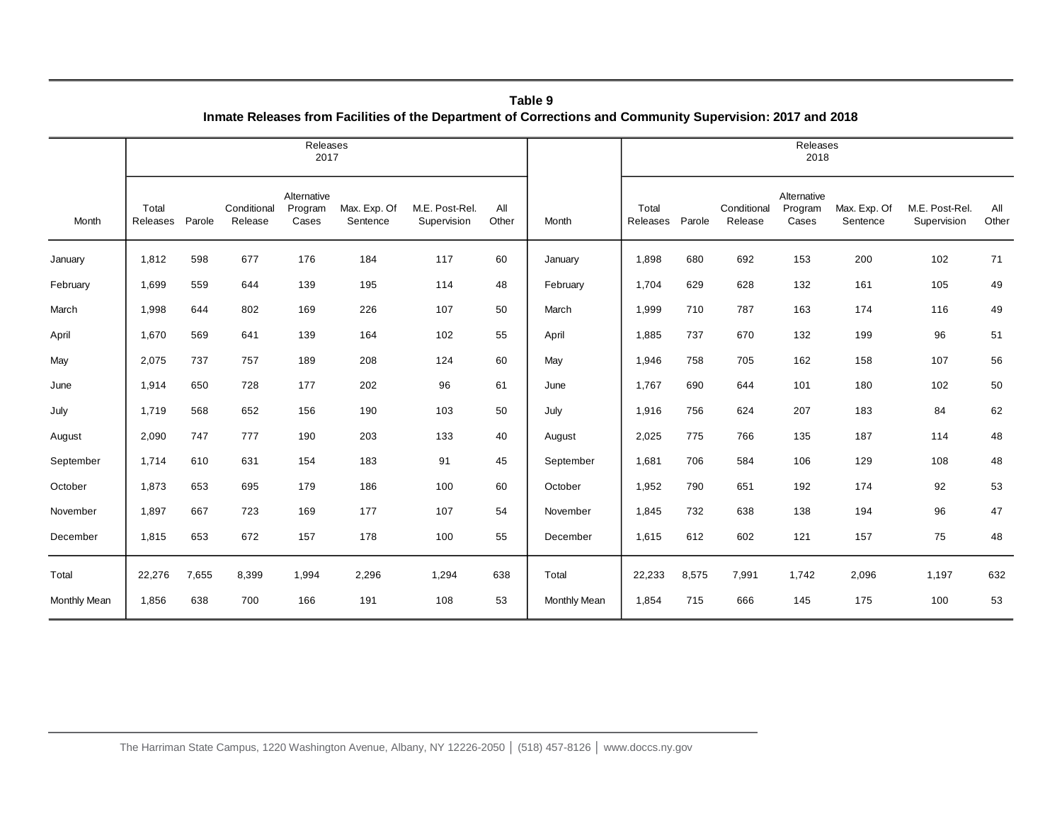**Table 9**

**Inmate Releases from Facilities of the Department of Corrections and Community Supervision: 2017 and 2018**

| Month | Releases 2017 | | | | | | | Month | Releases 2018 | | | | | | |
|---|---|---|---|---|---|---|---|---|---|---|---|---|---|---|---|
| | Total Releases | Parole | Conditional Release | Alternative Program Cases | Max. Exp. Of Sentence | M.E. Post-Rel. Supervision | All Other | | Total Releases | Parole | Conditional Release | Alternative Program Cases | Max. Exp. Of Sentence | M.E. Post-Rel. Supervision | All Other |
| January | 1,812 | 598 | 677 | 176 | 184 | 117 | 60 | January | 1,898 | 680 | 692 | 153 | 200 | 102 | 71 |
| February | 1,699 | 559 | 644 | 139 | 195 | 114 | 48 | February | 1,704 | 629 | 628 | 132 | 161 | 105 | 49 |
| March | 1,998 | 644 | 802 | 169 | 226 | 107 | 50 | March | 1,999 | 710 | 787 | 163 | 174 | 116 | 49 |
| April | 1,670 | 569 | 641 | 139 | 164 | 102 | 55 | April | 1,885 | 737 | 670 | 132 | 199 | 96 | 51 |
| May | 2,075 | 737 | 757 | 189 | 208 | 124 | 60 | May | 1,946 | 758 | 705 | 162 | 158 | 107 | 56 |
| June | 1,914 | 650 | 728 | 177 | 202 | 96 | 61 | June | 1,767 | 690 | 644 | 101 | 180 | 102 | 50 |
| July | 1,719 | 568 | 652 | 156 | 190 | 103 | 50 | July | 1,916 | 756 | 624 | 207 | 183 | 84 | 62 |
| August | 2,090 | 747 | 777 | 190 | 203 | 133 | 40 | August | 2,025 | 775 | 766 | 135 | 187 | 114 | 48 |
| September | 1,714 | 610 | 631 | 154 | 183 | 91 | 45 | September | 1,681 | 706 | 584 | 106 | 129 | 108 | 48 |
| October | 1,873 | 653 | 695 | 179 | 186 | 100 | 60 | October | 1,952 | 790 | 651 | 192 | 174 | 92 | 53 |
| November | 1,897 | 667 | 723 | 169 | 177 | 107 | 54 | November | 1,845 | 732 | 638 | 138 | 194 | 96 | 47 |
| December | 1,815 | 653 | 672 | 157 | 178 | 100 | 55 | December | 1,615 | 612 | 602 | 121 | 157 | 75 | 48 |
| Total | 22,276 | 7,655 | 8,399 | 1,994 | 2,296 | 1,294 | 638 | Total | 22,233 | 8,575 | 7,991 | 1,742 | 2,096 | 1,197 | 632 |
| Monthly Mean | 1,856 | 638 | 700 | 166 | 191 | 108 | 53 | Monthly Mean | 1,854 | 715 | 666 | 145 | 175 | 100 | 53 |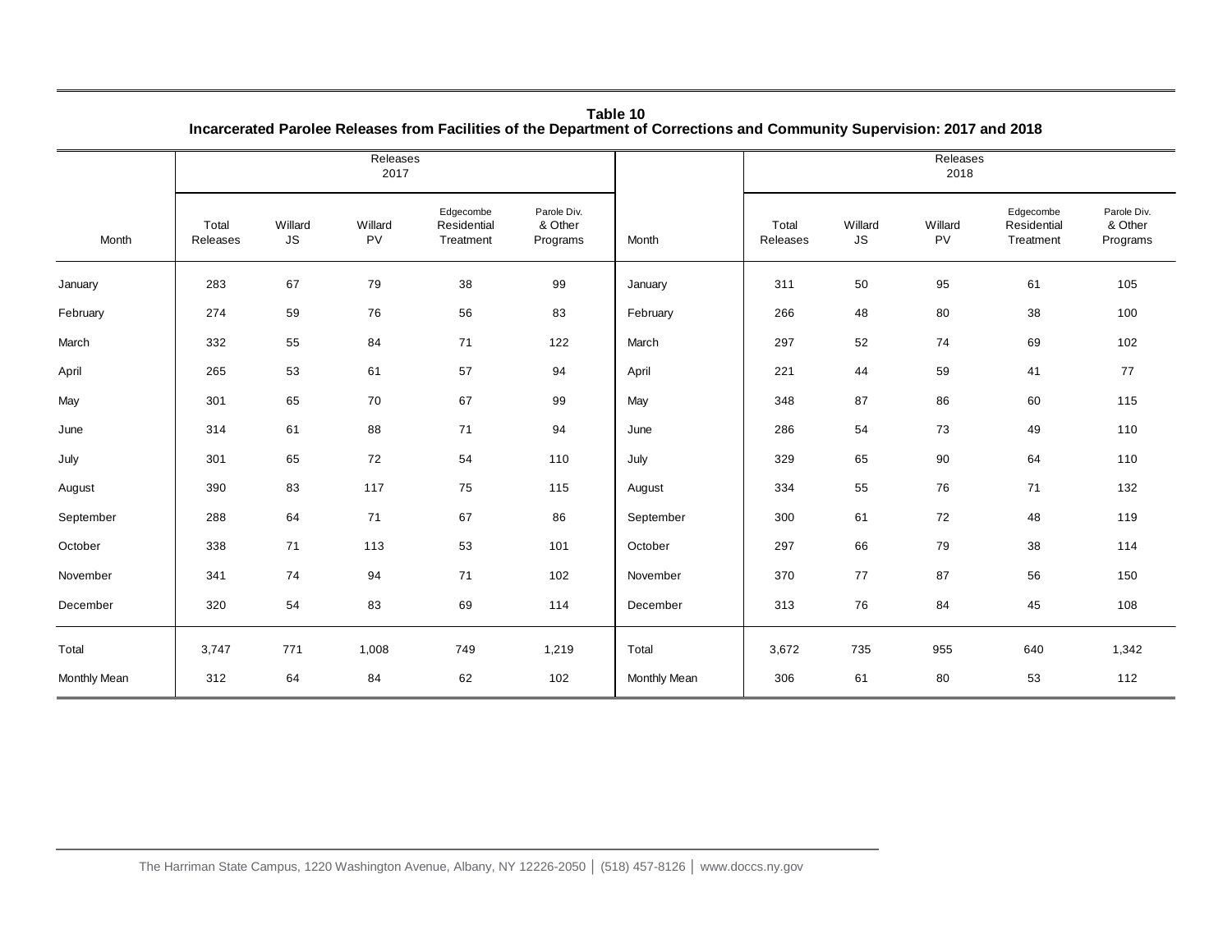**Table 10**
**Incarcerated Parolee Releases from Facilities of the Department of Corrections and Community Supervision: 2017 and 2018**

| | Releases 2017 | | | | | | Releases 2018 | | | | |
|---|---|---|---|---|---|---|---|---|---|---|---|
| Month | Total Releases | Willard JS | Willard PV | Edgecombe Residential Treatment | Parole Div. & Other Programs | Month | Total Releases | Willard JS | Willard PV | Edgecombe Residential Treatment | Parole Div. & Other Programs |
| January | 283 | 67 | 79 | 38 | 99 | January | 311 | 50 | 95 | 61 | 105 |
| February | 274 | 59 | 76 | 56 | 83 | February | 266 | 48 | 80 | 38 | 100 |
| March | 332 | 55 | 84 | 71 | 122 | March | 297 | 52 | 74 | 69 | 102 |
| April | 265 | 53 | 61 | 57 | 94 | April | 221 | 44 | 59 | 41 | 77 |
| May | 301 | 65 | 70 | 67 | 99 | May | 348 | 87 | 86 | 60 | 115 |
| June | 314 | 61 | 88 | 71 | 94 | June | 286 | 54 | 73 | 49 | 110 |
| July | 301 | 65 | 72 | 54 | 110 | July | 329 | 65 | 90 | 64 | 110 |
| August | 390 | 83 | 117 | 75 | 115 | August | 334 | 55 | 76 | 71 | 132 |
| September | 288 | 64 | 71 | 67 | 86 | September | 300 | 61 | 72 | 48 | 119 |
| October | 338 | 71 | 113 | 53 | 101 | October | 297 | 66 | 79 | 38 | 114 |
| November | 341 | 74 | 94 | 71 | 102 | November | 370 | 77 | 87 | 56 | 150 |
| December | 320 | 54 | 83 | 69 | 114 | December | 313 | 76 | 84 | 45 | 108 |
| Total | 3,747 | 771 | 1,008 | 749 | 1,219 | Total | 3,672 | 735 | 955 | 640 | 1,342 |
| Monthly Mean | 312 | 64 | 84 | 62 | 102 | Monthly Mean | 306 | 61 | 80 | 53 | 112 |